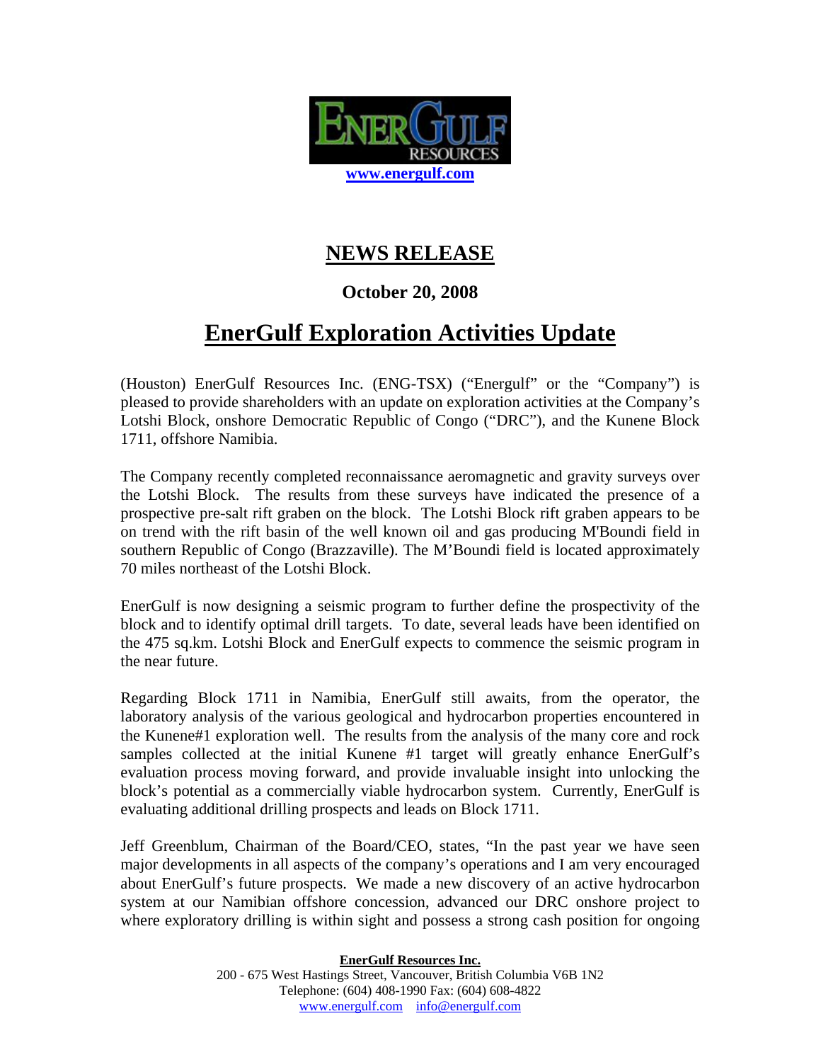ENERGULF RESOURCES

www.energulf.com

# NEWS RELEASE

**October 20, 2008**

# EnerGulf Exploration Activities Update

(Houston) EnerGulf Resources Inc. (ENG-TSX) ("Energulf" or the "Company") is pleased to provide shareholders with an update on exploration activities at the Company's Lotshi Block, onshore Democratic Republic of Congo ("DRC"), and the Kunene Block 1711, offshore Namibia.

The Company recently completed reconnaissance aeromagnetic and gravity surveys over the Lotshi Block. The results from these surveys have indicated the presence of a prospective pre-salt rift graben on the block. The Lotshi Block rift graben appears to be on trend with the rift basin of the well known oil and gas producing M'Boundi field in southern Republic of Congo (Brazzaville). The M'Boundi field is located approximately 70 miles northeast of the Lotshi Block.

EnerGulf is now designing a seismic program to further define the prospectivity of the block and to identify optimal drill targets. To date, several leads have been identified on the 475 sq.km. Lotshi Block and EnerGulf expects to commence the seismic program in the near future.

Regarding Block 1711 in Namibia, EnerGulf still awaits, from the operator, the laboratory analysis of the various geological and hydrocarbon properties encountered in the Kunene#1 exploration well. The results from the analysis of the many core and rock samples collected at the initial Kunene #1 target will greatly enhance EnerGulf's evaluation process moving forward, and provide invaluable insight into unlocking the block's potential as a commercially viable hydrocarbon system. Currently, EnerGulf is evaluating additional drilling prospects and leads on Block 1711.

Jeff Greenblum, Chairman of the Board/CEO, states, "In the past year we have seen major developments in all aspects of the company's operations and I am very encouraged about EnerGulf's future prospects. We made a new discovery of an active hydrocarbon system at our Namibian offshore concession, advanced our DRC onshore project to where exploratory drilling is within sight and possess a strong cash position for ongoing

**EnerGulf Resources Inc.**
200 - 675 West Hastings Street, Vancouver, British Columbia V6B 1N2
Telephone: (604) 408-1990 Fax: (604) 608-4822
www.energulf.com info@energulf.com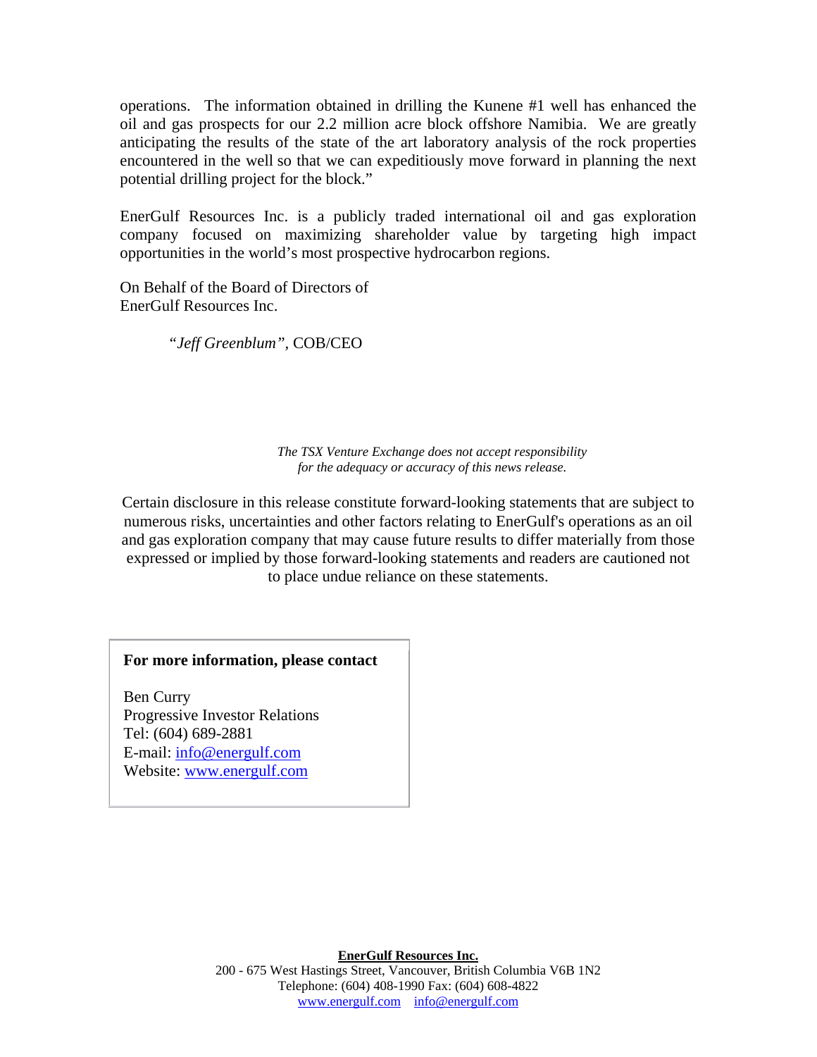operations. The information obtained in drilling the Kunene #1 well has enhanced the oil and gas prospects for our 2.2 million acre block offshore Namibia. We are greatly anticipating the results of the state of the art laboratory analysis of the rock properties encountered in the well so that we can expeditiously move forward in planning the next potential drilling project for the block."

EnerGulf Resources Inc. is a publicly traded international oil and gas exploration company focused on maximizing shareholder value by targeting high impact opportunities in the world's most prospective hydrocarbon regions.

On Behalf of the Board of Directors of
EnerGulf Resources Inc.

*"Jeff Greenblum"*, COB/CEO

*The TSX Venture Exchange does not accept responsibility for the adequacy or accuracy of this news release.*

Certain disclosure in this release constitute forward-looking statements that are subject to numerous risks, uncertainties and other factors relating to EnerGulf's operations as an oil and gas exploration company that may cause future results to differ materially from those expressed or implied by those forward-looking statements and readers are cautioned not to place undue reliance on these statements.

**For more information, please contact**

Ben Curry
Progressive Investor Relations
Tel: (604) 689-2881
E-mail: info@energulf.com
Website: www.energulf.com

**EnerGulf Resources Inc.**
200 - 675 West Hastings Street, Vancouver, British Columbia V6B 1N2
Telephone: (604) 408-1990 Fax: (604) 608-4822
www.energulf.com info@energulf.com